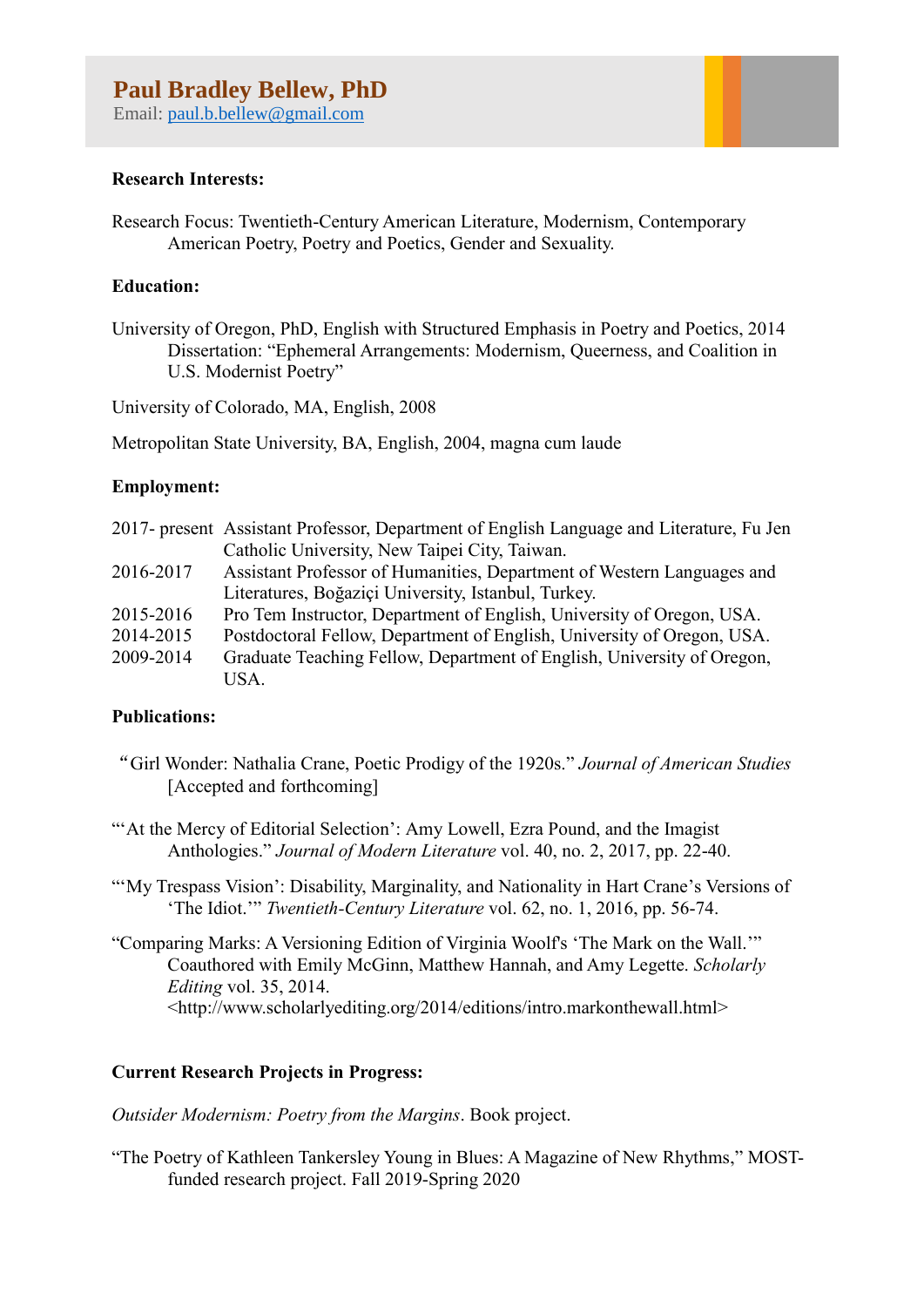# Paul Bradley Bellew, PhD

Email: paul.b.bellew@gmail.com

**Research Interests:**

Research Focus: Twentieth-Century American Literature, Modernism, Contemporary American Poetry, Poetry and Poetics, Gender and Sexuality.

**Education:**

University of Oregon, PhD, English with Structured Emphasis in Poetry and Poetics, 2014
Dissertation: "Ephemeral Arrangements: Modernism, Queerness, and Coalition in U.S. Modernist Poetry"

University of Colorado, MA, English, 2008

Metropolitan State University, BA, English, 2004, magna cum laude

**Employment:**

| | |
|---|---|
| 2017- present | Assistant Professor, Department of English Language and Literature, Fu Jen Catholic University, New Taipei City, Taiwan. |
| 2016-2017 | Assistant Professor of Humanities, Department of Western Languages and Literatures, Boğaziçi University, Istanbul, Turkey. |
| 2015-2016 | Pro Tem Instructor, Department of English, University of Oregon, USA. |
| 2014-2015 | Postdoctoral Fellow, Department of English, University of Oregon, USA. |
| 2009-2014 | Graduate Teaching Fellow, Department of English, University of Oregon, USA. |

**Publications:**

"Girl Wonder: Nathalia Crane, Poetic Prodigy of the 1920s." *Journal of American Studies* [Accepted and forthcoming]

"'At the Mercy of Editorial Selection': Amy Lowell, Ezra Pound, and the Imagist Anthologies." *Journal of Modern Literature* vol. 40, no. 2, 2017, pp. 22-40.

"'My Trespass Vision': Disability, Marginality, and Nationality in Hart Crane's Versions of 'The Idiot.'" *Twentieth-Century Literature* vol. 62, no. 1, 2016, pp. 56-74.

"Comparing Marks: A Versioning Edition of Virginia Woolf's 'The Mark on the Wall.'" Coauthored with Emily McGinn, Matthew Hannah, and Amy Legette. *Scholarly Editing* vol. 35, 2014. <http://www.scholarlyediting.org/2014/editions/intro.markonthewall.html>

**Current Research Projects in Progress:**

*Outsider Modernism: Poetry from the Margins*. Book project.

"The Poetry of Kathleen Tankersley Young in Blues: A Magazine of New Rhythms," MOST-funded research project. Fall 2019-Spring 2020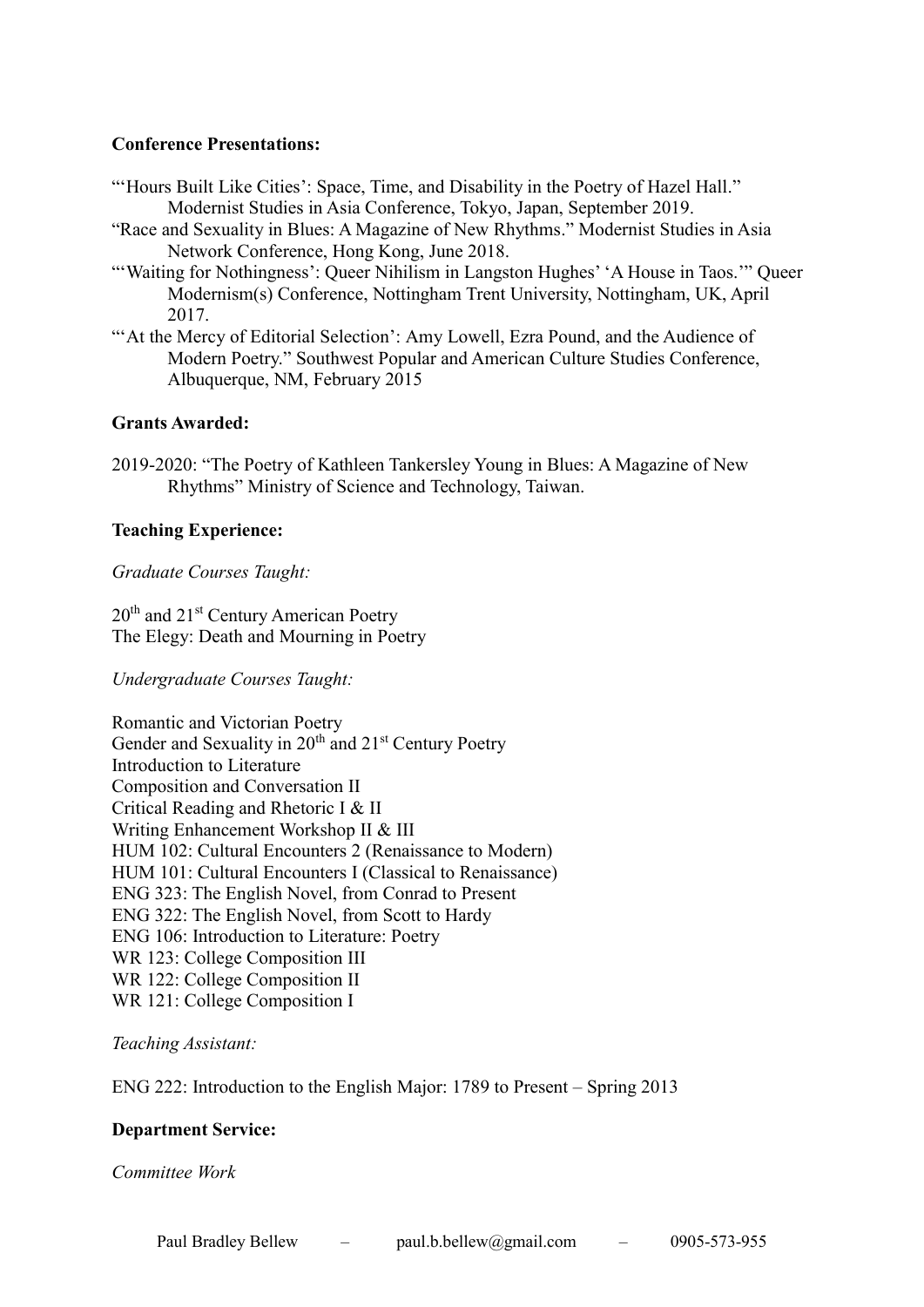**Conference Presentations:**

"'Hours Built Like Cities': Space, Time, and Disability in the Poetry of Hazel Hall." Modernist Studies in Asia Conference, Tokyo, Japan, September 2019.

"Race and Sexuality in Blues: A Magazine of New Rhythms." Modernist Studies in Asia Network Conference, Hong Kong, June 2018.

"'Waiting for Nothingness': Queer Nihilism in Langston Hughes' 'A House in Taos.'" Queer Modernism(s) Conference, Nottingham Trent University, Nottingham, UK, April 2017.

"'At the Mercy of Editorial Selection': Amy Lowell, Ezra Pound, and the Audience of Modern Poetry." Southwest Popular and American Culture Studies Conference, Albuquerque, NM, February 2015

**Grants Awarded:**

2019-2020: "The Poetry of Kathleen Tankersley Young in Blues: A Magazine of New Rhythms" Ministry of Science and Technology, Taiwan.

**Teaching Experience:**

*Graduate Courses Taught:*

20th and 21st Century American Poetry
The Elegy: Death and Mourning in Poetry

*Undergraduate Courses Taught:*

Romantic and Victorian Poetry
Gender and Sexuality in 20th and 21st Century Poetry
Introduction to Literature
Composition and Conversation II
Critical Reading and Rhetoric I & II
Writing Enhancement Workshop II & III
HUM 102: Cultural Encounters 2 (Renaissance to Modern)
HUM 101: Cultural Encounters I (Classical to Renaissance)
ENG 323: The English Novel, from Conrad to Present
ENG 322: The English Novel, from Scott to Hardy
ENG 106: Introduction to Literature: Poetry
WR 123: College Composition III
WR 122: College Composition II
WR 121: College Composition I

*Teaching Assistant:*

ENG 222: Introduction to the English Major: 1789 to Present – Spring 2013

**Department Service:**

*Committee Work*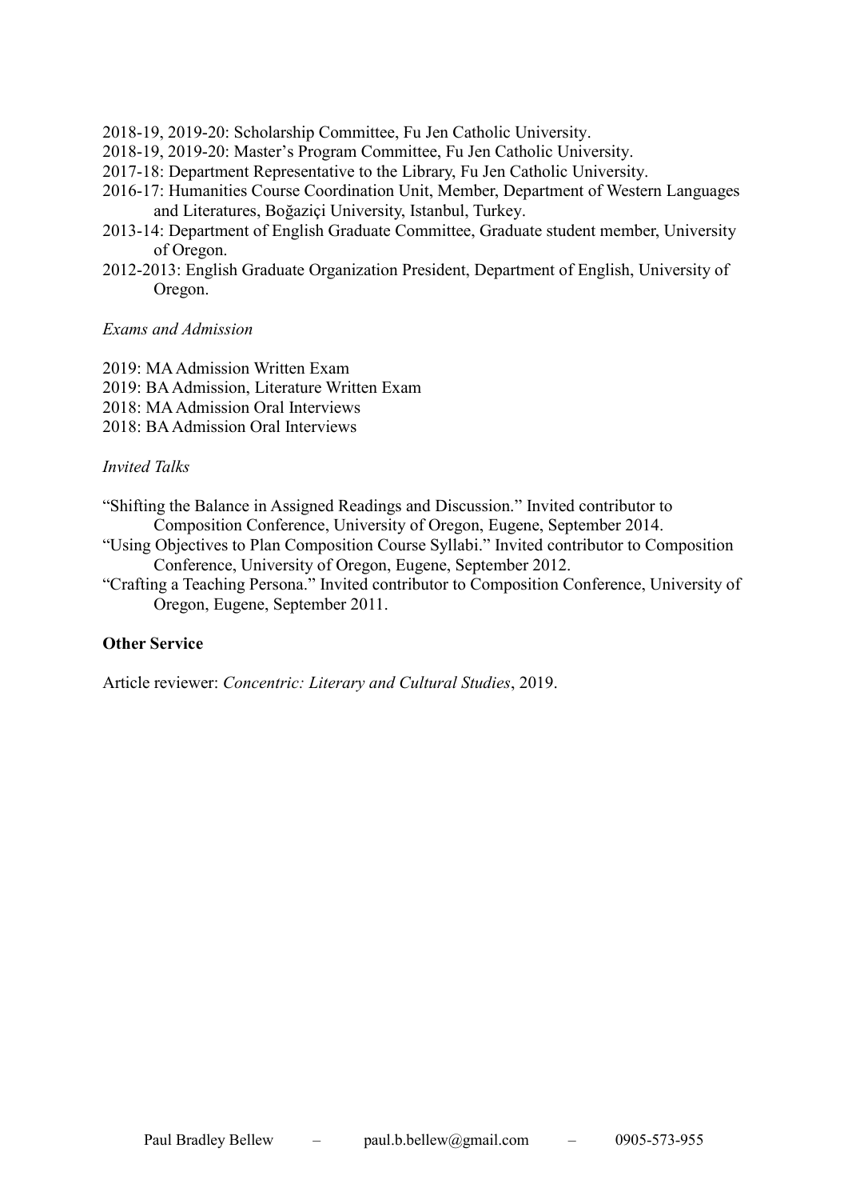2018-19, 2019-20: Scholarship Committee, Fu Jen Catholic University.
2018-19, 2019-20: Master's Program Committee, Fu Jen Catholic University.
2017-18: Department Representative to the Library, Fu Jen Catholic University.
2016-17: Humanities Course Coordination Unit, Member, Department of Western Languages and Literatures, Boğaziçi University, Istanbul, Turkey.
2013-14: Department of English Graduate Committee, Graduate student member, University of Oregon.
2012-2013: English Graduate Organization President, Department of English, University of Oregon.

*Exams and Admission*

2019: MA Admission Written Exam
2019: BA Admission, Literature Written Exam
2018: MA Admission Oral Interviews
2018: BA Admission Oral Interviews

*Invited Talks*

"Shifting the Balance in Assigned Readings and Discussion." Invited contributor to Composition Conference, University of Oregon, Eugene, September 2014.
"Using Objectives to Plan Composition Course Syllabi." Invited contributor to Composition Conference, University of Oregon, Eugene, September 2012.
"Crafting a Teaching Persona." Invited contributor to Composition Conference, University of Oregon, Eugene, September 2011.

**Other Service**

Article reviewer: *Concentric: Literary and Cultural Studies*, 2019.